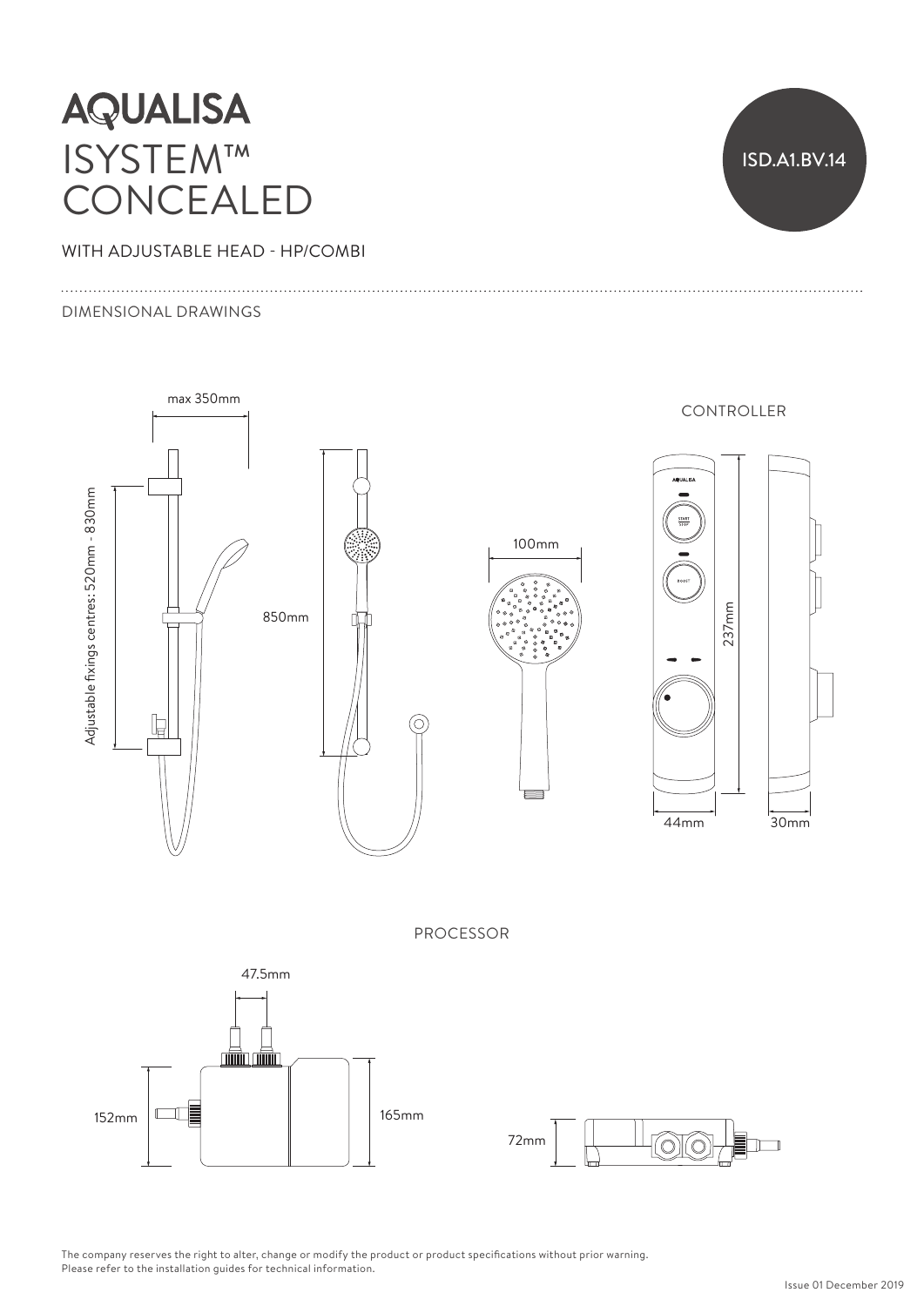# AQUALISA

# ISYSTEM™ CONCEALED

ISD.A1.BV.14

WITH ADJUSTABLE HEAD - HP/COMBI

DIMENSIONAL DRAWINGS

max 350mm

Adjustable fixings centres: 520mm - 830mm

850mm

100mm

CONTROLLER

START STOP

BOOST

237mm

44mm

30mm

PROCESSOR

47.5mm

152mm

165mm

72mm

The company reserves the right to alter, change or modify the product or product specifications without prior warning.
Please refer to the installation guides for technical information.

Issue 01 December 2019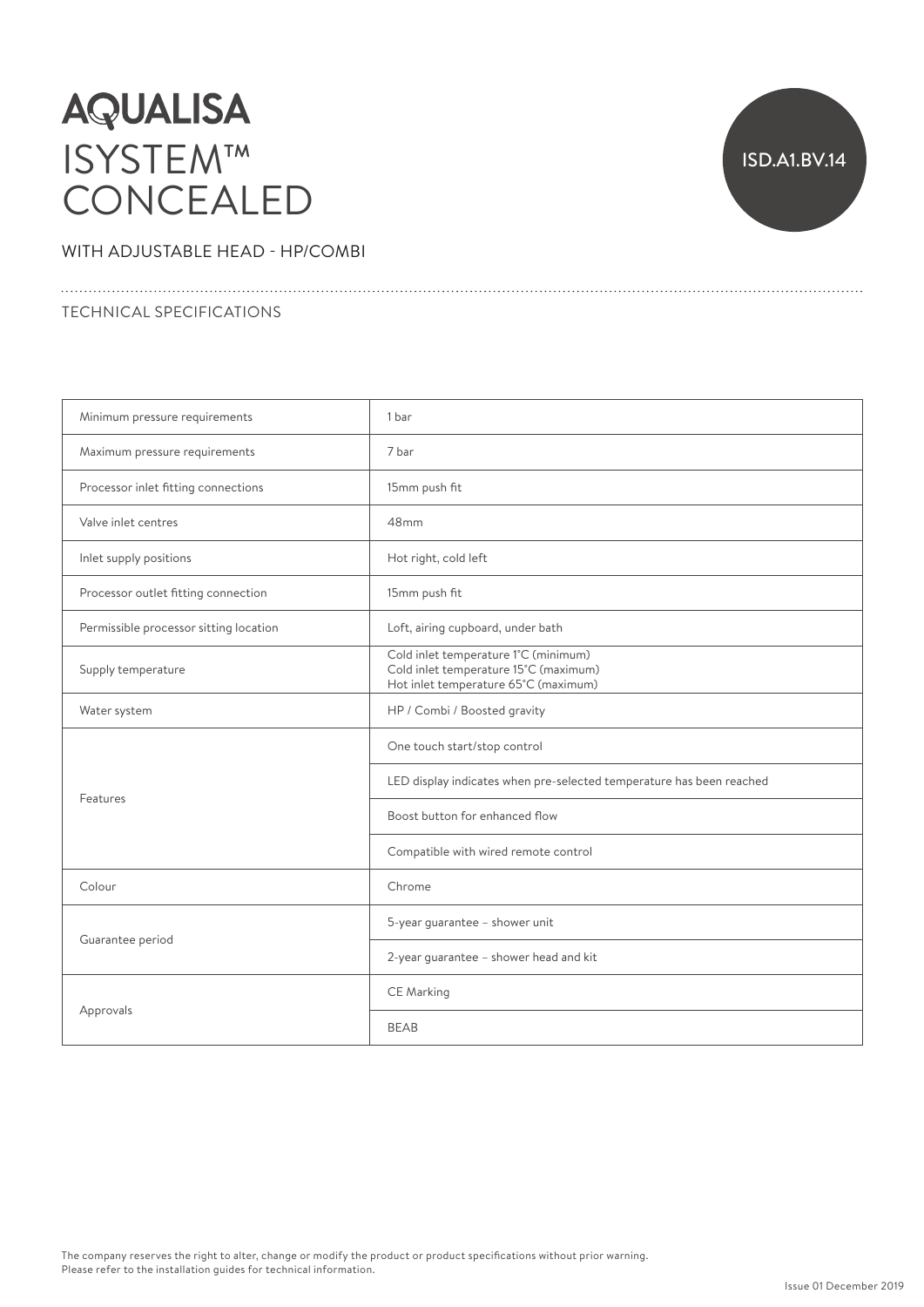# AQUALISA

# ISYSTEM™ CONCEALED

ISD.A1.BV.14

WITH ADJUSTABLE HEAD - HP/COMBI

## TECHNICAL SPECIFICATIONS

| | |
|---|---|
| Minimum pressure requirements | 1 bar |
| Maximum pressure requirements | 7 bar |
| Processor inlet fitting connections | 15mm push fit |
| Valve inlet centres | 48mm |
| Inlet supply positions | Hot right, cold left |
| Processor outlet fitting connection | 15mm push fit |
| Permissible processor sitting location | Loft, airing cupboard, under bath |
| Supply temperature | Cold inlet temperature 1°C (minimum)<br>Cold inlet temperature 15°C (maximum)<br>Hot inlet temperature 65°C (maximum) |
| Water system | HP / Combi / Boosted gravity |
| Features | One touch start/stop control |
| | LED display indicates when pre-selected temperature has been reached |
| | Boost button for enhanced flow |
| | Compatible with wired remote control |
| Colour | Chrome |
| Guarantee period | 5-year guarantee – shower unit |
| | 2-year guarantee – shower head and kit |
| Approvals | CE Marking |
| | BEAB |

The company reserves the right to alter, change or modify the product or product specifications without prior warning.
Please refer to the installation guides for technical information.

Issue 01 December 2019